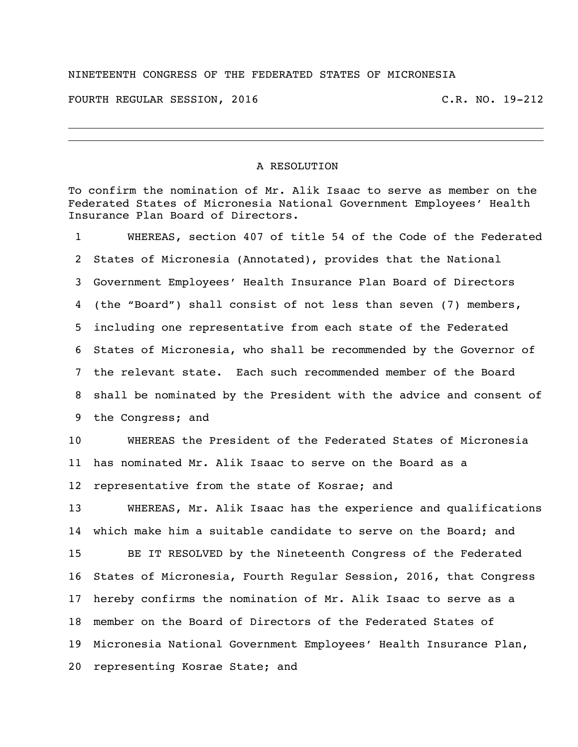NINETEENTH CONGRESS OF THE FEDERATED STATES OF MICRONESIA

FOURTH REGULAR SESSION, 2016 C.R. NO. 19-212

---

## A RESOLUTION

To confirm the nomination of Mr. Alik Isaac to serve as member on the Federated States of Micronesia National Government Employees' Health Insurance Plan Board of Directors.

1 WHEREAS, section 407 of title 54 of the Code of the Federated
2 States of Micronesia (Annotated), provides that the National
3 Government Employees' Health Insurance Plan Board of Directors
4 (the "Board") shall consist of not less than seven (7) members,
5 including one representative from each state of the Federated
6 States of Micronesia, who shall be recommended by the Governor of
7 the relevant state. Each such recommended member of the Board
8 shall be nominated by the President with the advice and consent of
9 the Congress; and

10 WHEREAS the President of the Federated States of Micronesia
11 has nominated Mr. Alik Isaac to serve on the Board as a
12 representative from the state of Kosrae; and

13 WHEREAS, Mr. Alik Isaac has the experience and qualifications
14 which make him a suitable candidate to serve on the Board; and

15 BE IT RESOLVED by the Nineteenth Congress of the Federated
16 States of Micronesia, Fourth Regular Session, 2016, that Congress
17 hereby confirms the nomination of Mr. Alik Isaac to serve as a
18 member on the Board of Directors of the Federated States of
19 Micronesia National Government Employees' Health Insurance Plan,
20 representing Kosrae State; and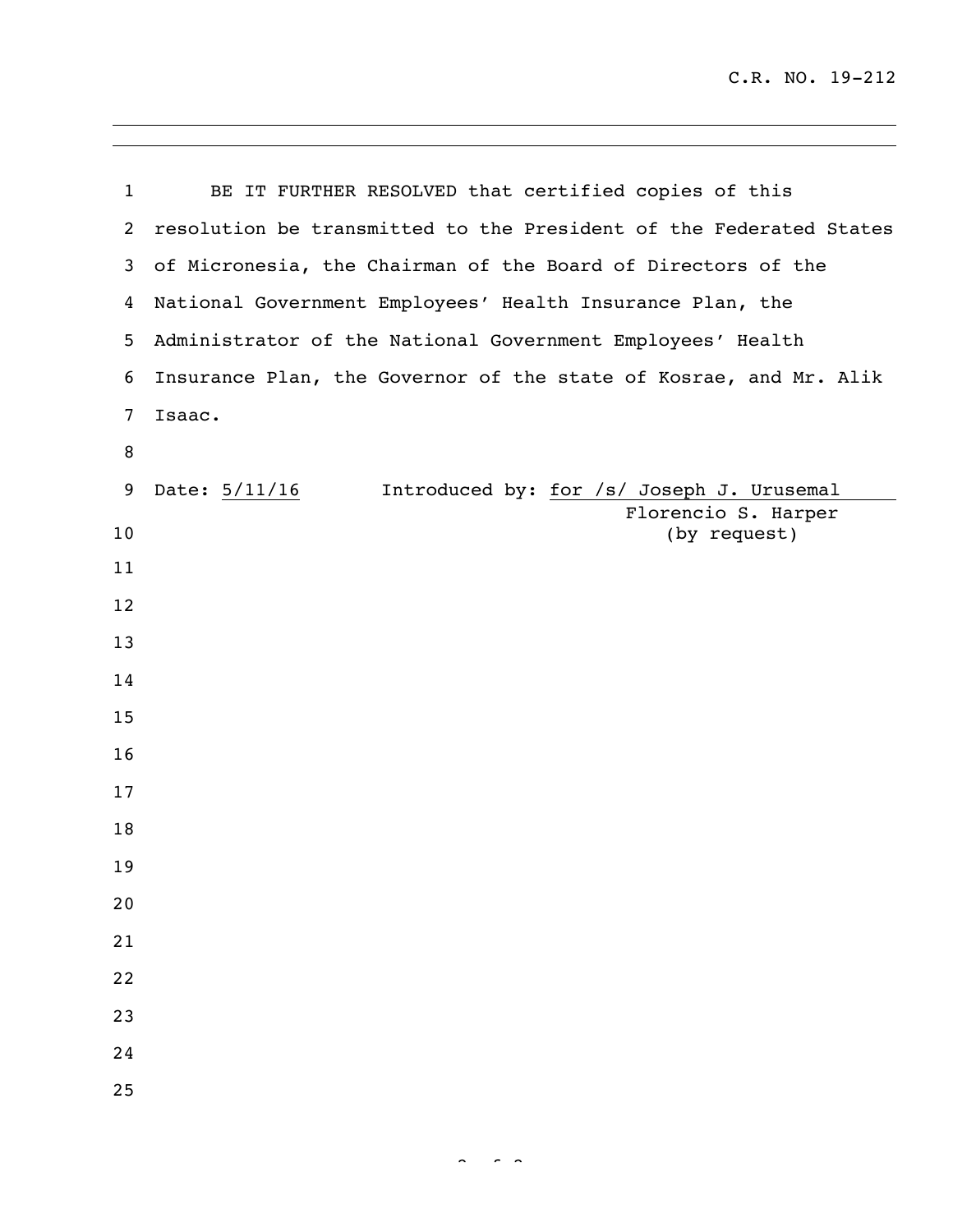BE IT FURTHER RESOLVED that certified copies of this resolution be transmitted to the President of the Federated States of Micronesia, the Chairman of the Board of Directors of the National Government Employees' Health Insurance Plan, the Administrator of the National Government Employees' Health Insurance Plan, the Governor of the state of Kosrae, and Mr. Alik Isaac.

Date: 5/11/16

Introduced by: for /s/ Joseph J. Urusemal
Florencio S. Harper
(by request)